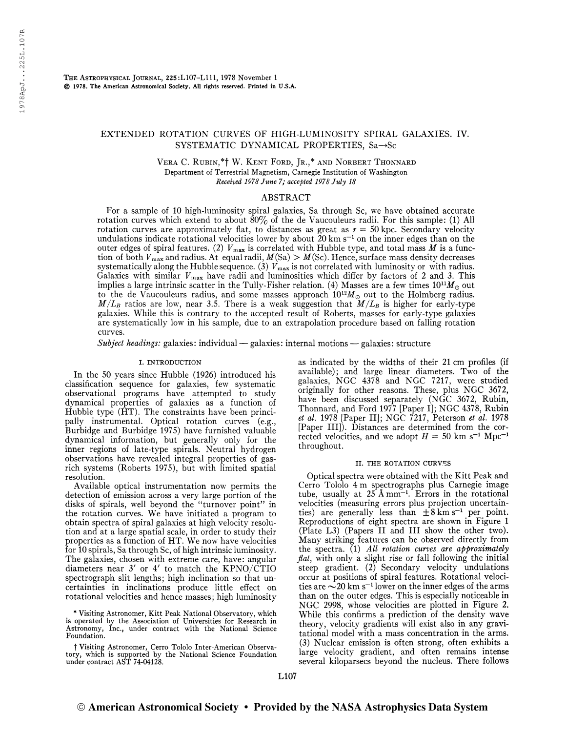# EXTENDED ROTATION CURVES OF HIGH-LUMINOSITY SPIRAL GALAXIES. IV. SYSTEMATIC DYNAMICAL PROPERTIES, Sa→Sc

VERA C. RUBIN,*† W. KENT FORD, JR.,* AND NORBERT THONNARD

Department of Terrestrial Magnetism, Carnegie Institution of Washington

*Received 1978 June 7; accepted 1978 July 18*

## ABSTRACT

For a sample of 10 high-luminosity spiral galaxies, Sa through Sc, we have obtained accurate rotation curves which extend to about 80% of the de Vaucouleurs radii. For this sample: (1) All rotation curves are approximately flat, to distances as great as $r = 50$ kpc. Secondary velocity undulations indicate rotational velocities lower by about 20 km s$^{-1}$ on the inner edges than on the outer edges of spiral features. (2) $V_{max}$ is correlated with Hubble type, and total mass $M$ is a function of both $V_{max}$ and radius. At equal radii, $M$(Sa) > $M$(Sc). Hence, surface mass density decreases systematically along the Hubble sequence. (3) $V_{max}$ is not correlated with luminosity or with radius. Galaxies with similar $V_{max}$ have radii and luminosities which differ by factors of 2 and 3. This implies a large intrinsic scatter in the Tully-Fisher relation. (4) Masses are a few times $10^{11} M_{\odot}$ out to the de Vaucouleurs radius, and some masses approach $10^{12} M_{\odot}$ out to the Holmberg radius. $M/L_B$ ratios are low, near 3.5. There is a weak suggestion that $M/L_B$ is higher for early-type galaxies. While this is contrary to the accepted result of Roberts, masses for early-type galaxies are systematically low in his sample, due to an extrapolation procedure based on falling rotation curves.

*Subject headings:* galaxies: individual — galaxies: internal motions — galaxies: structure

## I. INTRODUCTION

In the 50 years since Hubble (1926) introduced his classification sequence for galaxies, few systematic observational programs have attempted to study dynamical properties of galaxies as a function of Hubble type (HT). The constraints have been principally instrumental. Optical rotation curves (e.g., Burbidge and Burbidge 1975) have furnished valuable dynamical information, but generally only for the inner regions of late-type spirals. Neutral hydrogen observations have revealed integral properties of gas-rich systems (Roberts 1975), but with limited spatial resolution.

Available optical instrumentation now permits the detection of emission across a very large portion of the disks of spirals, well beyond the "turnover point" in the rotation curves. We have initiated a program to obtain spectra of spiral galaxies at high velocity resolution and at a large spatial scale, in order to study their properties as a function of HT. We now have velocities for 10 spirals, Sa through Sc, of high intrinsic luminosity. The galaxies, chosen with extreme care, have: angular diameters near 3′ or 4′ to match the KPNO/CTIO spectrograph slit lengths; high inclination so that uncertainties in inclinations produce little effect on rotational velocities and hence masses; high luminosity as indicated by the widths of their 21 cm profiles (if available); and large linear diameters. Two of the galaxies, NGC 4378 and NGC 7217, were studied originally for other reasons. These, plus NGC 3672, have been discussed separately (NGC 3672, Rubin, Thonnard, and Ford 1977 [Paper I]; NGC 4378, Rubin *et al.* 1978 [Paper II]; NGC 7217, Peterson *et al.* 1978 [Paper III]). Distances are determined from the corrected velocities, and we adopt $H = 50$ km s$^{-1}$ Mpc$^{-1}$ throughout.

* Visiting Astronomer, Kitt Peak National Observatory, which is operated by the Association of Universities for Research in Astronomy, Inc., under contract with the National Science Foundation.

† Visiting Astronomer, Cerro Tololo Inter-American Observatory, which is supported by the National Science Foundation under contract AST 74-04128.

## II. THE ROTATION CURVES

Optical spectra were obtained with the Kitt Peak and Cerro Tololo 4 m spectrographs plus Carnegie image tube, usually at 25 Å mm$^{-1}$. Errors in the rotational velocities (measuring errors plus projection uncertainties) are generally less than $\pm 8$ km s$^{-1}$ per point. Reproductions of eight spectra are shown in Figure 1 (Plate L3) (Papers II and III show the other two). Many striking features can be observed directly from the spectra. (1) *All rotation curves are approximately flat*, with only a slight rise or fall following the initial steep gradient. (2) Secondary velocity undulations occur at positions of spiral features. Rotational velocities are ~20 km s$^{-1}$ lower on the inner edges of the arms than on the outer edges. This is especially noticeable in NGC 2998, whose velocities are plotted in Figure 2. While this confirms a prediction of the density wave theory, velocity gradients will exist also in any gravitational model with a mass concentration in the arms. (3) Nuclear emission is often strong, often exhibits a large velocity gradient, and often remains intense several kiloparsecs beyond the nucleus. There follows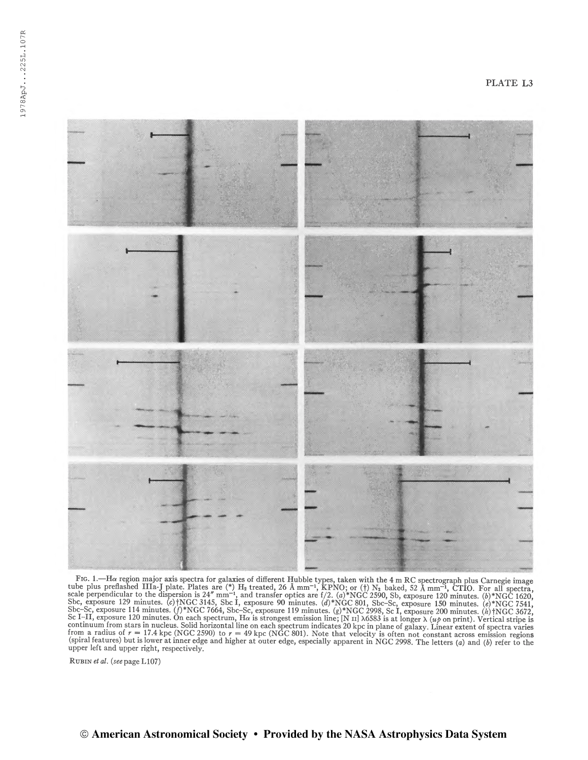PLATE L3

FIG. 1.—Hα region major axis spectra for galaxies of different Hubble types, taken with the 4 m RC spectrograph plus Carnegie image tube plus preflashed IIIa-J plate. Plates are (*) $H_2$ treated, 26 Å $mm^{-1}$, KPNO; or (†) $N_2$ baked, 52 Å $mm^{-1}$, CTIO. For all spectra, scale perpendicular to the dispersion is 24″ $mm^{-1}$, and transfer optics are f/2. (*a*)*NGC 2590, Sb, exposure 120 minutes. (*b*)*NGC 1620, Sbc, exposure 129 minutes. (*c*)†NGC 3145, Sbc I, exposure 90 minutes. (*d*)*NGC 801, Sbc–Sc, exposure 150 minutes. (*e*)*NGC 7541, Sbc–Sc, exposure 114 minutes. (*f*)*NGC 7664, Sbc–Sc, exposure 119 minutes. (*g*)*NGC 2998, Sc I, exposure 200 minutes. (*h*)†NGC 3672, Sc I–II, exposure 120 minutes. On each spectrum, Hα is strongest emission line; [N II] λ6583 is at longer λ (*up* on print). Vertical stripe is continuum from stars in nucleus. Solid horizontal line on each spectrum indicates 20 kpc in plane of galaxy. Linear extent of spectra varies from a radius of $r$ = 17.4 kpc (NGC 2590) to $r$ = 49 kpc (NGC 801). Note that velocity is often not constant across emission regions (spiral features) but is lower at inner edge and higher at outer edge, especially apparent in NGC 2998. The letters (*a*) and (*b*) refer to the upper left and upper right, respectively.

RUBIN *et al.* (*see* page L107)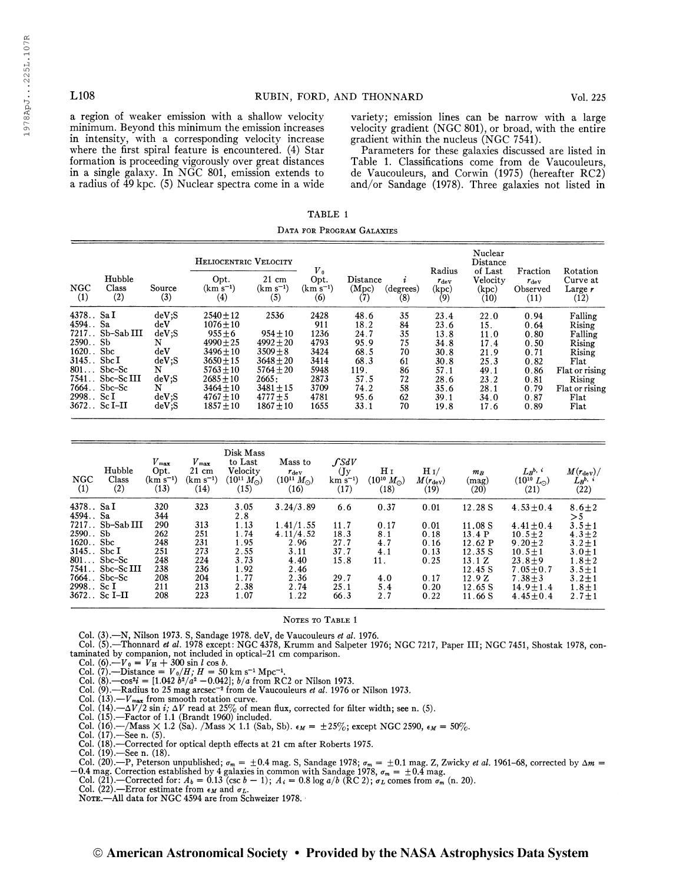a region of weaker emission with a shallow velocity minimum. Beyond this minimum the emission increases in intensity, with a corresponding velocity increase where the first spiral feature is encountered. (4) Star formation is proceeding vigorously over great distances in a single galaxy. In NGC 801, emission extends to a radius of 49 kpc. (5) Nuclear spectra come in a wide variety; emission lines can be narrow with a large velocity gradient (NGC 801), or broad, with the entire gradient within the nucleus (NGC 7541).

Parameters for these galaxies discussed are listed in Table 1. Classifications come from de Vaucouleurs, de Vaucouleurs, and Corwin (1975) (hereafter RC2) and/or Sandage (1978). Three galaxies not listed in

TABLE 1

DATA FOR PROGRAM GALAXIES

| NGC (1) | Hubble Class (2) | Source (3) | Heliocentric Velocity Opt. (km s$^{-1}$) (4) | Heliocentric Velocity 21 cm (km s$^{-1}$) (5) | $V_0$ Opt. (km s$^{-1}$) (6) | Distance (Mpc) (7) | $i$ (degrees) (8) | Radius $r_{\rm dev}$ (kpc) (9) | Nuclear Distance of Last Velocity (kpc) (10) | Fraction $r_{\rm dev}$ Observed (11) | Rotation Curve at Large $r$ (12) |
|---|---|---|---|---|---|---|---|---|---|---|---|
| 4378.. | Sa I | deV;S | 2540±12 | 2536 | 2428 | 48.6 | 35 | 23.4 | 22.0 | 0.94 | Falling |
| 4594.. | Sa | deV | 1076±10 | | 911 | 18.2 | 84 | 23.6 | 15. | 0.64 | Rising |
| 7217.. | Sb-Sab III | deV;S | 955±6 | 954±10 | 1236 | 24.7 | 35 | 13.8 | 11.0 | 0.80 | Falling |
| 2590.. | Sb | N | 4990±25 | 4992±20 | 4793 | 95.9 | 75 | 34.8 | 17.4 | 0.50 | Rising |
| 1620.. | Sbc | deV | 3496±10 | 3509±8 | 3424 | 68.5 | 70 | 30.8 | 21.9 | 0.71 | Rising |
| 3145.. | Sbc I | deV;S | 3650±15 | 3648±20 | 3414 | 68.3 | 61 | 30.8 | 25.3 | 0.82 | Flat |
| 801... | Sbc-Sc | N | 5763±10 | 5764±20 | 5948 | 119. | 86 | 57.1 | 49.1 | 0.86 | Flat or rising |
| 7541.. | Sbc-Sc III | deV;S | 2685±10 | 2665: | 2873 | 57.5 | 72 | 28.6 | 23.2 | 0.81 | Rising |
| 7664.. | Sbc-Sc | N | 3464±10 | 3481±15 | 3709 | 74.2 | 58 | 35.6 | 28.1 | 0.79 | Flat or rising |
| 2998.. | Sc I | deV;S | 4767±10 | 4777±5 | 4781 | 95.6 | 62 | 39.1 | 34.0 | 0.87 | Flat |
| 3672.. | Sc I–II | deV;S | 1857±10 | 1867±10 | 1655 | 33.1 | 70 | 19.8 | 17.6 | 0.89 | Flat |

| NGC (1) | Hubble Class (2) | $V_{\rm max}$ Opt. (km s$^{-1}$) (13) | $V_{\rm max}$ 21 cm (km s$^{-1}$) (14) | Disk Mass to Last Velocity ($10^{11}\,M_\odot$) (15) | Mass to $r_{\rm dev}$ ($10^{11}\,M_\odot$) (16) | $\int SdV$ (Jy km s$^{-1}$) (17) | H I ($10^{10}\,M_\odot$) (18) | H I/ $M(r_{\rm dev})$ (19) | $m_B$ (mag) (20) | $L_B{}^{b,\,i}$ ($10^{10}\,L_\odot$) (21) | $M(r_{\rm dev})/$ $L_B{}^{b,\,i}$ (22) |
|---|---|---|---|---|---|---|---|---|---|---|---|
| 4378.. | Sa I | 320 | 323 | 3.05 | 3.24/3.89 | 6.6 | 0.37 | 0.01 | 12.28 S | 4.53±0.4 | 8.6±2 |
| 4594.. | Sa | 344 | | 2.8 | | | | | | | >5 |
| 7217.. | Sb-Sab III | 290 | 313 | 1.13 | 1.41/1.55 | 11.7 | 0.17 | 0.01 | 11.08 S | 4.41±0.4 | 3.5±1 |
| 2590.. | Sb | 262 | 251 | 1.74 | 4.11/4.52 | 18.3 | 8.1 | 0.18 | 13.4 P | 10.5±2 | 4.3±2 |
| 1620.. | Sbc | 248 | 231 | 1.95 | 2.96 | 27.7 | 4.7 | 0.16 | 12.62 P | 9.20±2 | 3.2±1 |
| 3145.. | Sbc I | 251 | 273 | 2.55 | 3.11 | 37.7 | 4.1 | 0.13 | 12.35 S | 10.5±1 | 3.0±1 |
| 801... | Sbc-Sc | 248 | 224 | 3.73 | 4.40 | 15.8 | 11. | 0.25 | 13.1 Z | 23.8±9 | 1.8±2 |
| 7541.. | Sbc-Sc III | 238 | 236 | 1.92 | 2.46 | | | | 12.45 S | 7.05±0.7 | 3.5±1 |
| 7664.. | Sbc-Sc | 208 | 204 | 1.77 | 2.36 | 29.7 | 4.0 | 0.17 | 12.9 Z | 7.38±3 | 3.2±1 |
| 2998.. | Sc I | 211 | 213 | 2.38 | 2.74 | 25.1 | 5.4 | 0.20 | 12.65 S | 14.9±1.4 | 1.8±1 |
| 3672.. | Sc I–II | 208 | 223 | 1.07 | 1.22 | 66.3 | 2.7 | 0.22 | 11.66 S | 4.45±0.4 | 2.7±1 |

NOTES TO TABLE 1

Col. (3).—N, Nilson 1973. S, Sandage 1978. deV, de Vaucouleurs *et al.* 1976.
Col. (5).—Thonnard *et al.* 1978 except: NGC 4378, Krumm and Salpeter 1976; NGC 7217, Paper III; NGC 7451, Shostak 1978, contaminated by companion, not included in optical–21 cm comparison.
Col. (6).—$V_0 = V_{\rm H} + 300 \sin l \cos b$.
Col. (7).—Distance $= V_0/H$; $H = 50$ km s$^{-1}$ Mpc$^{-1}$.
Col. (8).—$\cos^2 i = [1.042\, b^2/a^2 - 0.042]$; $b/a$ from RC2 or Nilson 1973.
Col. (9).—Radius to 25 mag arcsec$^{-2}$ from de Vaucouleurs *et al.* 1976 or Nilson 1973.
Col. (13).—$V_{\rm max}$ from smooth rotation curve.
Col. (14).—$\Delta V/2 \sin i$; $\Delta V$ read at 25% of mean flux, corrected for filter width; see n. (5).
Col. (15).—Factor of 1.1 (Brandt 1960) included.
Col. (16).—/Mass × 1.2 (Sa). /Mass × 1.1 (Sab, Sb). $\epsilon_M = \pm 25\%$; except NGC 2590, $\epsilon_M = 50\%$.
Col. (17).—See n. (5).
Col. (18).—Corrected for optical depth effects at 21 cm after Roberts 1975.
Col. (19).—See n. (18).
Col. (20).—P, Peterson unpublished; $\sigma_m = \pm 0.4$ mag. S, Sandage 1978; $\sigma_m = \pm 0.1$ mag. Z, Zwicky *et al.* 1961–68, corrected by $\Delta m = -0.4$ mag. Correction established by 4 galaxies in common with Sandage 1978, $\sigma_m = \pm 0.4$ mag.
Col. (21).—Corrected for: $A_b = 0.13$ (csc $b - 1$); $A_i = 0.8 \log a/b$ (RC 2); $\sigma_L$ comes from $\sigma_m$ (n. 20).
Col. (22).—Error estimate from $\epsilon_M$ and $\sigma_L$.
NOTE.—All data for NGC 4594 are from Schweizer 1978.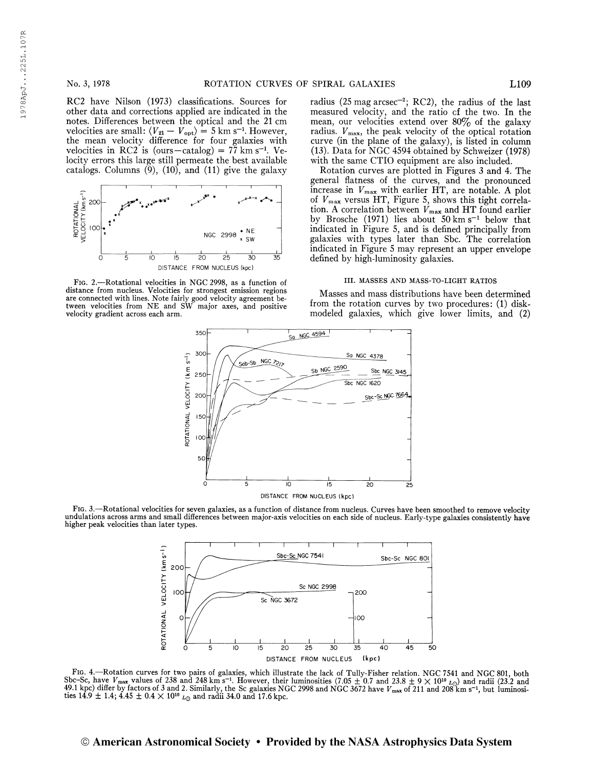RC2 have Nilson (1973) classifications. Sources for other data and corrections applied are indicated in the notes. Differences between the optical and the 21 cm velocities are small: $\langle V_{21} - V_{opt} \rangle = 5$ km s$^{-1}$. However, the mean velocity difference for four galaxies with velocities in RC2 is (ours−catalog) = 77 km s$^{-1}$. Velocity errors this large still permeate the best available catalogs. Columns (9), (10), and (11) give the galaxy radius (25 mag arcsec$^{-2}$; RC2), the radius of the last measured velocity, and the ratio of the two. In the mean, our velocities extend over 80% of the galaxy radius. $V_{max}$, the peak velocity of the optical rotation curve (in the plane of the galaxy), is listed in column (13). Data for NGC 4594 obtained by Schweizer (1978) with the same CTIO equipment are also included.

FIG. 2.—Rotational velocities in NGC 2998, as a function of distance from nucleus. Velocities for strongest emission regions are connected with lines. Note fairly good velocity agreement between velocities from NE and SW major axes, and positive velocity gradient across each arm.

Rotation curves are plotted in Figures 3 and 4. The general flatness of the curves, and the pronounced increase in $V_{max}$ with earlier HT, are notable. A plot of $V_{max}$ versus HT, Figure 5, shows this tight correlation. A correlation between $V_{max}$ and HT found earlier by Brosche (1971) lies about 50 km s$^{-1}$ below that indicated in Figure 5, and is defined principally from galaxies with types later than Sbc. The correlation indicated in Figure 5 may represent an upper envelope defined by high-luminosity galaxies.

### III. MASSES AND MASS-TO-LIGHT RATIOS

Masses and mass distributions have been determined from the rotation curves by two procedures: (1) disk-modeled galaxies, which give lower limits, and (2)

FIG. 3.—Rotational velocities for seven galaxies, as a function of distance from nucleus. Curves have been smoothed to remove velocity undulations across arms and small differences between major-axis velocities on each side of nucleus. Early-type galaxies consistently have higher peak velocities than later types.

FIG. 4.—Rotation curves for two pairs of galaxies, which illustrate the lack of Tully-Fisher relation. NGC 7541 and NGC 801, both Sbc-Sc, have $V_{max}$ values of 238 and 248 km s$^{-1}$. However, their luminosities ($7.05 \pm 0.7$ and $23.8 \pm 9 \times 10^{10}$ $L_{\odot}$) and radii (23.2 and 49.1 kpc) differ by factors of 3 and 2. Similarly, the Sc galaxies NGC 2998 and NGC 3672 have $V_{max}$ of 211 and 208 km s$^{-1}$, but luminosities $14.9 \pm 1.4$; $4.45 \pm 0.4 \times 10^{10}$ $L_{\odot}$ and radii 34.0 and 17.6 kpc.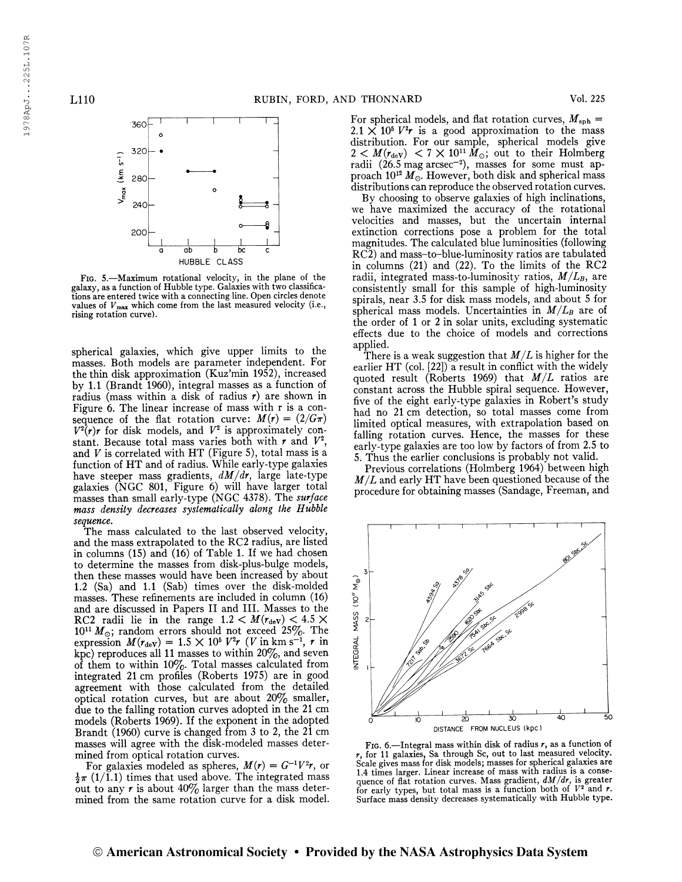FIG. 5.—Maximum rotational velocity, in the plane of the galaxy, as a function of Hubble type. Galaxies with two classifications are entered twice with a connecting line. Open circles denote values of $V_{max}$ which come from the last measured velocity (i.e., rising rotation curve).

spherical galaxies, which give upper limits to the masses. Both models are parameter independent. For the thin disk approximation (Kuz'min 1952), increased by 1.1 (Brandt 1960), integral masses as a function of radius (mass within a disk of radius $r$) are shown in Figure 6. The linear increase of mass with r is a consequence of the flat rotation curve: $M(r) = (2/G\pi) V^2(r)r$ for disk models, and $V^2$ is approximately constant. Because total mass varies both with $r$ and $V^2$, and $V$ is correlated with HT (Figure 5), total mass is a function of HT and of radius. While early-type galaxies have steeper mass gradients, $dM/dr$, large late-type galaxies (NGC 801, Figure 6) will have larger total masses than small early-type (NGC 4378). The *surface mass density decreases systematically along the Hubble sequence.*

The mass calculated to the last observed velocity, and the mass extrapolated to the RC2 radius, are listed in columns (15) and (16) of Table 1. If we had chosen to determine the masses from disk-plus-bulge models, then these masses would have been increased by about 1.2 (Sa) and 1.1 (Sab) times over the disk-molded masses. These refinements are included in column (16) and are discussed in Papers II and III. Masses to the RC2 radii lie in the range $1.2 < M(r_{deV}) < 4.5 \times 10^{11} M_\odot$; random errors should not exceed 25%. The expression $M(r_{deV}) = 1.5 \times 10^5 V^2r$ ($V$ in km s$^{-1}$, $r$ in kpc) reproduces all 11 masses to within 20%, and seven of them to within 10%. Total masses calculated from integrated 21 cm profiles (Roberts 1975) are in good agreement with those calculated from the detailed optical rotation curves, but are about 20% smaller, due to the falling rotation curves adopted in the 21 cm models (Roberts 1969). If the exponent in the adopted Brandt (1960) curve is changed from 3 to 2, the 21 cm masses will agree with the disk-modeled masses determined from optical rotation curves.

For galaxies modeled as spheres, $M(r) = G^{-1}V^2r$, or $\frac{1}{2}\pi$ (1/1.1) times that used above. The integrated mass out to any $r$ is about 40% larger than the mass determined from the same rotation curve for a disk model. For spherical models, and flat rotation curves, $M_{sph} = 2.1 \times 10^5 V^2r$ is a good approximation to the mass distribution. For our sample, spherical models give $2 < M(r_{deV}) < 7 \times 10^{11} M_\odot$; out to their Holmberg radii (26.5 mag arcsec$^{-2}$), masses for some must approach $10^{12} M_\odot$. However, both disk and spherical mass distributions can reproduce the observed rotation curves.

By choosing to observe galaxies of high inclinations, we have maximized the accuracy of the rotational velocities and masses, but the uncertain internal extinction corrections pose a problem for the total magnitudes. The calculated blue luminosities (following RC2) and mass-to-blue-luminosity ratios are tabulated in columns (21) and (22). To the limits of the RC2 radii, integrated mass-to-luminosity ratios, $M/L_B$, are consistently small for this sample of high-luminosity spirals, near 3.5 for disk mass models, and about 5 for spherical mass models. Uncertainties in $M/L_B$ are of the order of 1 or 2 in solar units, excluding systematic effects due to the choice of models and corrections applied.

There is a weak suggestion that $M/L$ is higher for the earlier HT (col. [22]) a result in conflict with the widely quoted result (Roberts 1969) that $M/L$ ratios are constant across the Hubble spiral sequence. However, five of the eight early-type galaxies in Robert's study had no 21 cm detection, so total masses come from limited optical measures, with extrapolation based on falling rotation curves. Hence, the masses for these early-type galaxies are too low by factors of from 2.5 to 5. Thus the earlier conclusions is probably not valid.

Previous correlations (Holmberg 1964) between high $M/L$ and early HT have been questioned because of the procedure for obtaining masses (Sandage, Freeman, and

FIG. 6.—Integral mass within disk of radius $r$, as a function of $r$, for 11 galaxies, Sa through Sc, out to last measured velocity. Scale gives mass for disk models; masses for spherical galaxies are 1.4 times larger. Linear increase of mass with radius is a consequence of flat rotation curves. Mass gradient, $dM/dr$, is greater for early types, but total mass is a function both of $V^2$ and $r$. Surface mass density decreases systematically with Hubble type.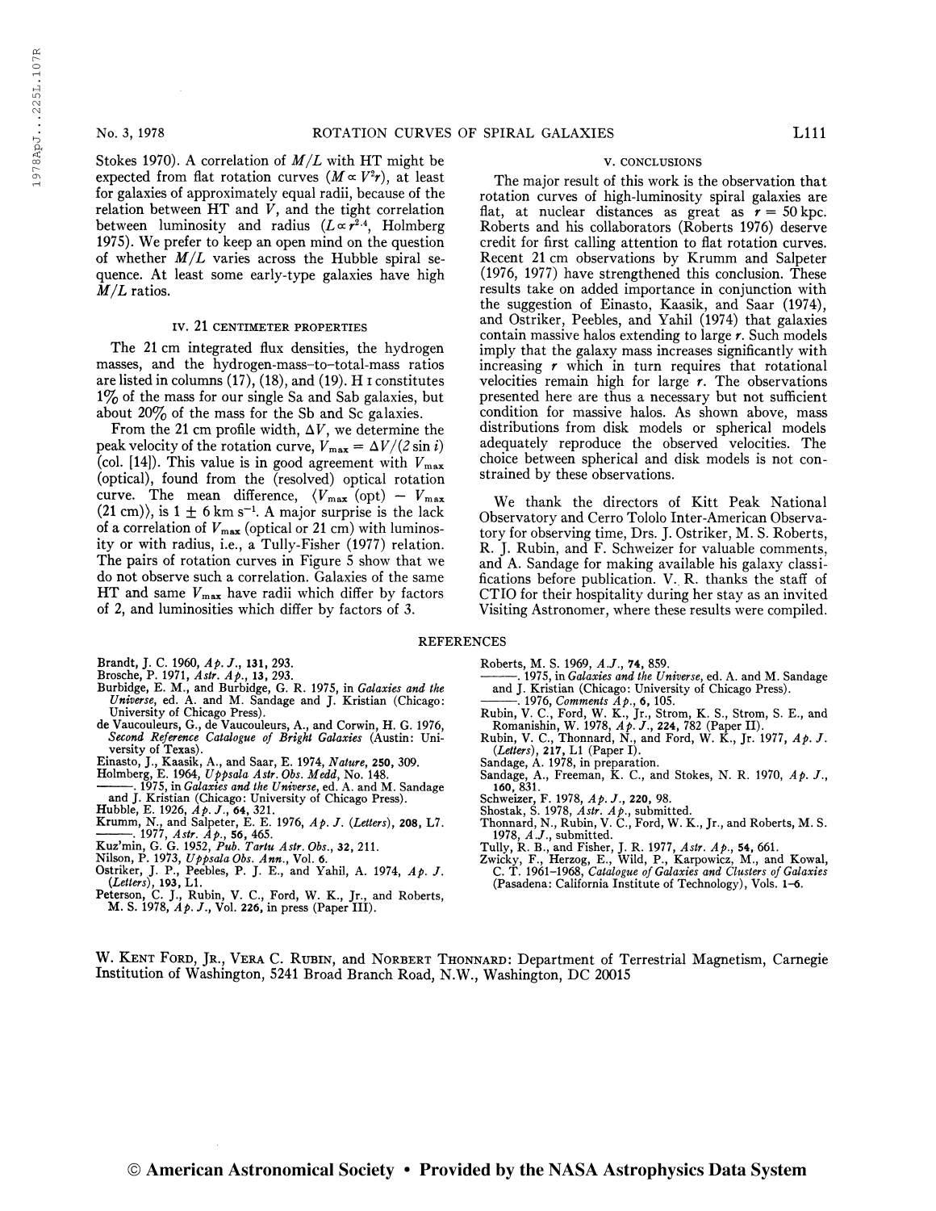Stokes 1970). A correlation of $M/L$ with HT might be expected from flat rotation curves ($M \propto V^2 r$), at least for galaxies of approximately equal radii, because of the relation between HT and $V$, and the tight correlation between luminosity and radius ($L \propto r^{2.4}$, Holmberg 1975). We prefer to keep an open mind on the question of whether $M/L$ varies across the Hubble spiral sequence. At least some early-type galaxies have high $M/L$ ratios.

## IV. 21 CENTIMETER PROPERTIES

The 21 cm integrated flux densities, the hydrogen masses, and the hydrogen-mass–to–total-mass ratios are listed in columns (17), (18), and (19). H I constitutes 1% of the mass for our single Sa and Sab galaxies, but about 20% of the mass for the Sb and Sc galaxies.

From the 21 cm profile width, $\Delta V$, we determine the peak velocity of the rotation curve, $V_{max} = \Delta V/(2 \sin i)$ (col. [14]). This value is in good agreement with $V_{max}$ (optical), found from the (resolved) optical rotation curve. The mean difference, $\langle V_{max}\,(\mathrm{opt}) - V_{max}\,(21\,\mathrm{cm})\rangle$, is $1 \pm 6$ km s$^{-1}$. A major surprise is the lack of a correlation of $V_{max}$ (optical or 21 cm) with luminosity or with radius, i.e., a Tully-Fisher (1977) relation. The pairs of rotation curves in Figure 5 show that we do not observe such a correlation. Galaxies of the same HT and same $V_{max}$ have radii which differ by factors of 2, and luminosities which differ by factors of 3.

## V. CONCLUSIONS

The major result of this work is the observation that rotation curves of high-luminosity spiral galaxies are flat, at nuclear distances as great as $r = 50$ kpc. Roberts and his collaborators (Roberts 1976) deserve credit for first calling attention to flat rotation curves. Recent 21 cm observations by Krumm and Salpeter (1976, 1977) have strengthened this conclusion. These results take on added importance in conjunction with the suggestion of Einasto, Kaasik, and Saar (1974), and Ostriker, Peebles, and Yahil (1974) that galaxies contain massive halos extending to large $r$. Such models imply that the galaxy mass increases significantly with increasing $r$ which in turn requires that rotational velocities remain high for large $r$. The observations presented here are thus a necessary but not sufficient condition for massive halos. As shown above, mass distributions from disk models or spherical models adequately reproduce the observed velocities. The choice between spherical and disk models is not constrained by these observations.

We thank the directors of Kitt Peak National Observatory and Cerro Tololo Inter-American Observatory for observing time, Drs. J. Ostriker, M. S. Roberts, R. J. Rubin, and F. Schweizer for valuable comments, and A. Sandage for making available his galaxy classifications before publication. V. R. thanks the staff of CTIO for their hospitality during her stay as an invited Visiting Astronomer, where these results were compiled.

## REFERENCES

Brandt, J. C. 1960, *Ap. J.*, **131**, 293.
Brosche, P. 1971, *Astr. Ap.*, **13**, 293.
Burbidge, E. M., and Burbidge, G. R. 1975, in *Galaxies and the Universe*, ed. A. and M. Sandage and J. Kristian (Chicago: University of Chicago Press).
de Vaucouleurs, G., de Vaucouleurs, A., and Corwin, H. G. 1976, *Second Reference Catalogue of Bright Galaxies* (Austin: University of Texas).
Einasto, J., Kaasik, A., and Saar, E. 1974, *Nature*, **250**, 309.
Holmberg, E. 1964, *Uppsala Astr. Obs. Medd*, No. 148.
———. 1975, in *Galaxies and the Universe*, ed. A. and M. Sandage and J. Kristian (Chicago: University of Chicago Press).
Hubble, E. 1926, *Ap. J.*, **64**, 321.
Krumm, N., and Salpeter, E. E. 1976, *Ap. J. (Letters)*, **208**, L7.
———. 1977, *Astr. Ap.*, **56**, 465.
Kuz'min, G. G. 1952, *Pub. Tartu Astr. Obs.*, **32**, 211.
Nilson, P. 1973, *Uppsala Obs. Ann.*, Vol. **6**.
Ostriker, J. P., Peebles, P. J. E., and Yahil, A. 1974, *Ap. J. (Letters)*, **193**, L1.
Peterson, C. J., Rubin, V. C., Ford, W. K., Jr., and Roberts, M. S. 1978, *Ap. J.*, Vol. **226**, in press (Paper III).
Roberts, M. S. 1969, *A.J.*, **74**, 859.
———. 1975, in *Galaxies and the Universe*, ed. A. and M. Sandage and J. Kristian (Chicago: University of Chicago Press).
———. 1976, *Comments Ap.*, **6**, 105.
Rubin, V. C., Ford, W. K., Jr., Strom, K. S., Strom, S. E., and Romanishin, W. 1978, *Ap. J.*, **224**, 782 (Paper II).
Rubin, V. C., Thonnard, N., and Ford, W. K., Jr. 1977, *Ap. J. (Letters)*, **217**, L1 (Paper I).
Sandage, A. 1978, in preparation.
Sandage, A., Freeman, K. C., and Stokes, N. R. 1970, *Ap. J.*, **160**, 831.
Schweizer, F. 1978, *Ap. J.*, **220**, 98.
Shostak, S. 1978, *Astr. Ap.*, submitted.
Thonnard, N., Rubin, V. C., Ford, W. K., Jr., and Roberts, M. S. 1978, *A.J.*, submitted.
Tully, R. B., and Fisher, J. R. 1977, *Astr. Ap.*, **54**, 661.
Zwicky, F., Herzog, E., Wild, P., Karpowicz, M., and Kowal, C. T. 1961–1968, *Catalogue of Galaxies and Clusters of Galaxies* (Pasadena: California Institute of Technology), Vols. **1–6**.

W. Kent Ford, Jr., Vera C. Rubin, and Norbert Thonnard: Department of Terrestrial Magnetism, Carnegie Institution of Washington, 5241 Broad Branch Road, N.W., Washington, DC 20015